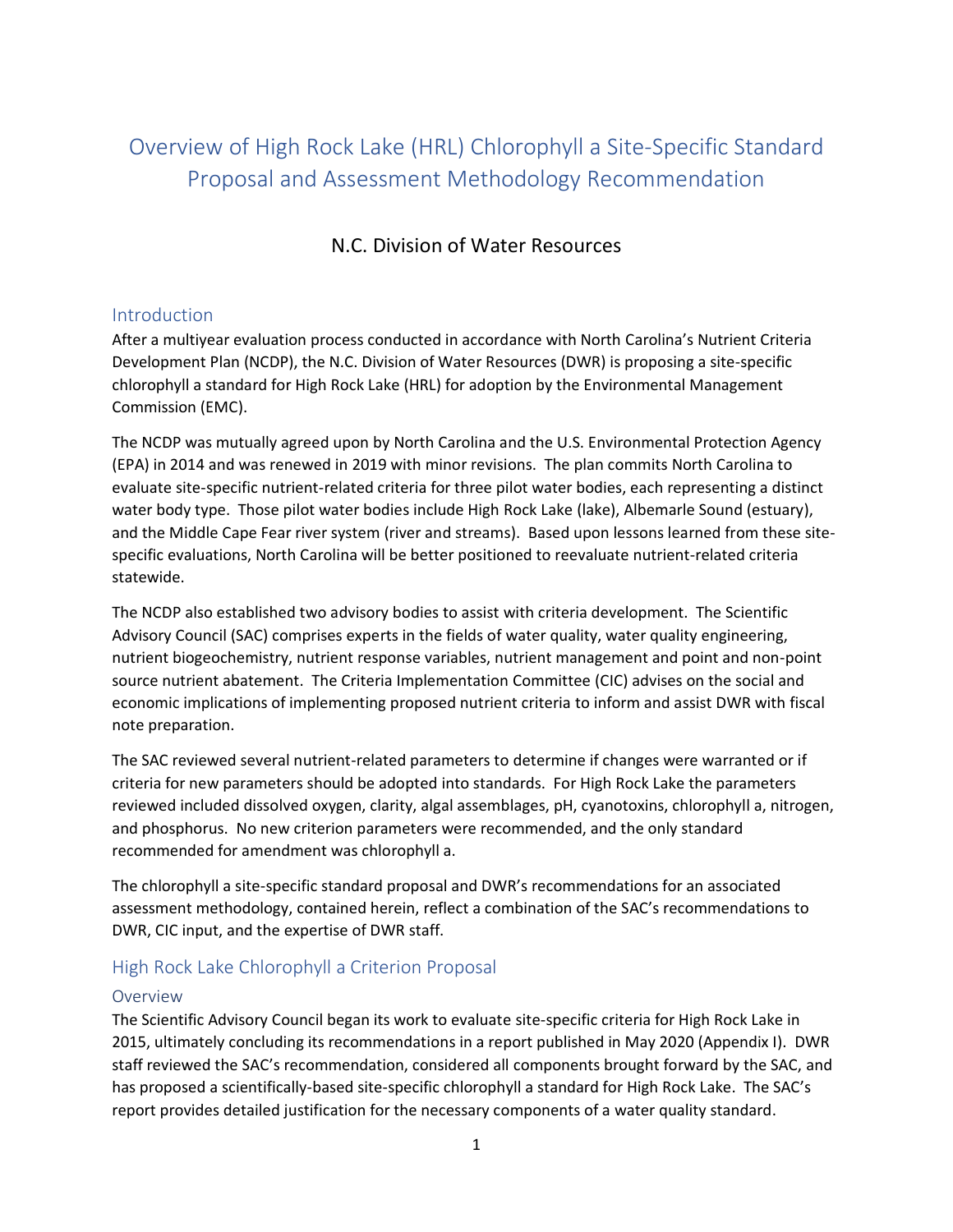# Overview of High Rock Lake (HRL) Chlorophyll a Site-Specific Standard Proposal and Assessment Methodology Recommendation

### N.C. Division of Water Resources

## Introduction

After a multiyear evaluation process conducted in accordance with North Carolina's Nutrient Criteria Development Plan (NCDP), the N.C. Division of Water Resources (DWR) is proposing a site-specific chlorophyll a standard for High Rock Lake (HRL) for adoption by the Environmental Management Commission (EMC).

The NCDP was mutually agreed upon by North Carolina and the U.S. Environmental Protection Agency (EPA) in 2014 and was renewed in 2019 with minor revisions. The plan commits North Carolina to evaluate site-specific nutrient-related criteria for three pilot water bodies, each representing a distinct water body type. Those pilot water bodies include High Rock Lake (lake), Albemarle Sound (estuary), and the Middle Cape Fear river system (river and streams). Based upon lessons learned from these site-specific evaluations, North Carolina will be better positioned to reevaluate nutrient-related criteria statewide.

The NCDP also established two advisory bodies to assist with criteria development. The Scientific Advisory Council (SAC) comprises experts in the fields of water quality, water quality engineering, nutrient biogeochemistry, nutrient response variables, nutrient management and point and non-point source nutrient abatement. The Criteria Implementation Committee (CIC) advises on the social and economic implications of implementing proposed nutrient criteria to inform and assist DWR with fiscal note preparation.

The SAC reviewed several nutrient-related parameters to determine if changes were warranted or if criteria for new parameters should be adopted into standards. For High Rock Lake the parameters reviewed included dissolved oxygen, clarity, algal assemblages, pH, cyanotoxins, chlorophyll a, nitrogen, and phosphorus. No new criterion parameters were recommended, and the only standard recommended for amendment was chlorophyll a.

The chlorophyll a site-specific standard proposal and DWR's recommendations for an associated assessment methodology, contained herein, reflect a combination of the SAC's recommendations to DWR, CIC input, and the expertise of DWR staff.

## High Rock Lake Chlorophyll a Criterion Proposal

### Overview

The Scientific Advisory Council began its work to evaluate site-specific criteria for High Rock Lake in 2015, ultimately concluding its recommendations in a report published in May 2020 (Appendix I). DWR staff reviewed the SAC's recommendation, considered all components brought forward by the SAC, and has proposed a scientifically-based site-specific chlorophyll a standard for High Rock Lake. The SAC's report provides detailed justification for the necessary components of a water quality standard.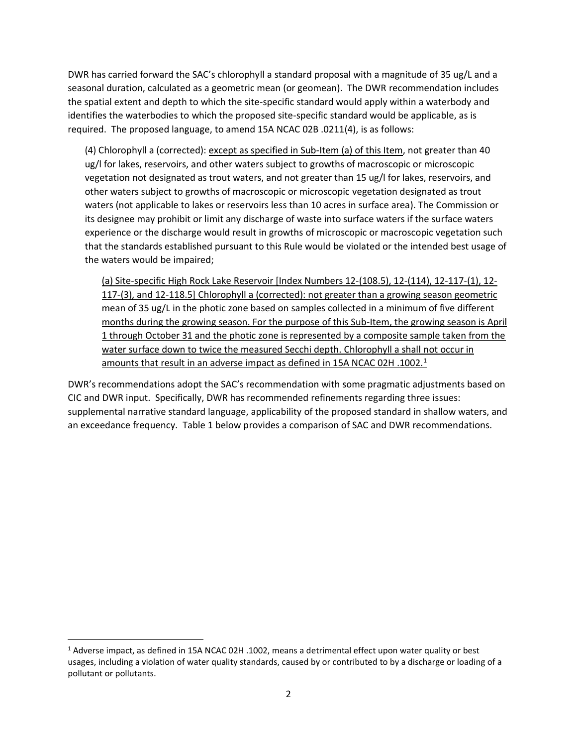DWR has carried forward the SAC's chlorophyll a standard proposal with a magnitude of 35 ug/L and a seasonal duration, calculated as a geometric mean (or geomean). The DWR recommendation includes the spatial extent and depth to which the site-specific standard would apply within a waterbody and identifies the waterbodies to which the proposed site-specific standard would be applicable, as is required. The proposed language, to amend 15A NCAC 02B .0211(4), is as follows:

> (4) Chlorophyll a (corrected): <u>except as specified in Sub-Item (a) of this Item</u>, not greater than 40 ug/l for lakes, reservoirs, and other waters subject to growths of macroscopic or microscopic vegetation not designated as trout waters, and not greater than 15 ug/l for lakes, reservoirs, and other waters subject to growths of macroscopic or microscopic vegetation designated as trout waters (not applicable to lakes or reservoirs less than 10 acres in surface area). The Commission or its designee may prohibit or limit any discharge of waste into surface waters if the surface waters experience or the discharge would result in growths of microscopic or macroscopic vegetation such that the standards established pursuant to this Rule would be violated or the intended best usage of the waters would be impaired;
>
> <u>(a) Site-specific High Rock Lake Reservoir [Index Numbers 12-(108.5), 12-(114), 12-117-(1), 12-117-(3), and 12-118.5] Chlorophyll a (corrected): not greater than a growing season geometric mean of 35 ug/L in the photic zone based on samples collected in a minimum of five different months during the growing season. For the purpose of this Sub-Item, the growing season is April 1 through October 31 and the photic zone is represented by a composite sample taken from the water surface down to twice the measured Secchi depth. Chlorophyll a shall not occur in amounts that result in an adverse impact as defined in 15A NCAC 02H .1002.[1]</u>

DWR's recommendations adopt the SAC's recommendation with some pragmatic adjustments based on CIC and DWR input. Specifically, DWR has recommended refinements regarding three issues: supplemental narrative standard language, applicability of the proposed standard in shallow waters, and an exceedance frequency. Table 1 below provides a comparison of SAC and DWR recommendations.

[1] Adverse impact, as defined in 15A NCAC 02H .1002, means a detrimental effect upon water quality or best usages, including a violation of water quality standards, caused by or contributed to by a discharge or loading of a pollutant or pollutants.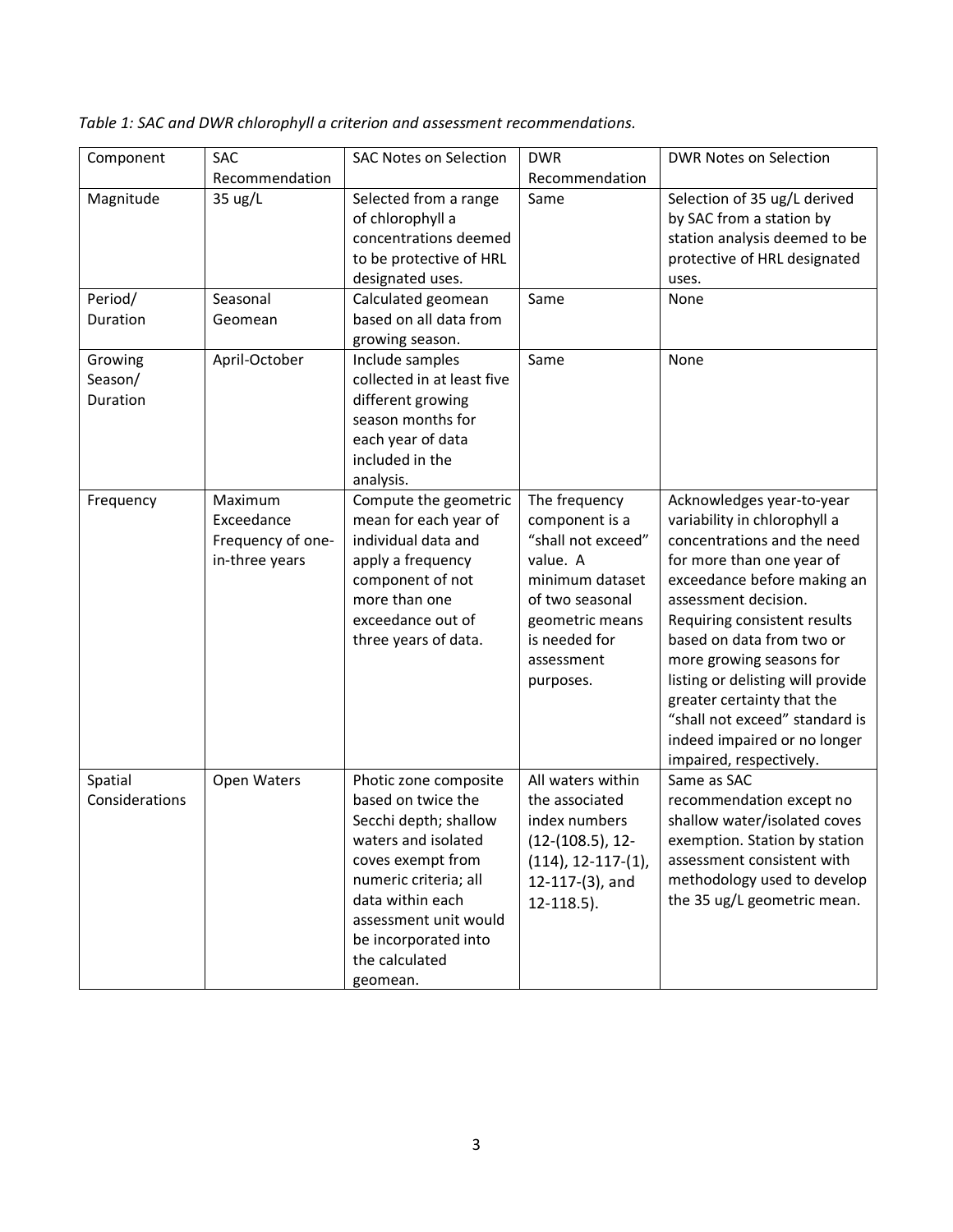*Table 1: SAC and DWR chlorophyll a criterion and assessment recommendations.*

| Component | SAC Recommendation | SAC Notes on Selection | DWR Recommendation | DWR Notes on Selection |
|---|---|---|---|---|
| Magnitude | 35 ug/L | Selected from a range of chlorophyll a concentrations deemed to be protective of HRL designated uses. | Same | Selection of 35 ug/L derived by SAC from a station by station analysis deemed to be protective of HRL designated uses. |
| Period/ Duration | Seasonal Geomean | Calculated geomean based on all data from growing season. | Same | None |
| Growing Season/ Duration | April-October | Include samples collected in at least five different growing season months for each year of data included in the analysis. | Same | None |
| Frequency | Maximum Exceedance Frequency of one-in-three years | Compute the geometric mean for each year of individual data and apply a frequency component of not more than one exceedance out of three years of data. | The frequency component is a "shall not exceed" value. A minimum dataset of two seasonal geometric means is needed for assessment purposes. | Acknowledges year-to-year variability in chlorophyll a concentrations and the need for more than one year of exceedance before making an assessment decision. Requiring consistent results based on data from two or more growing seasons for listing or delisting will provide greater certainty that the "shall not exceed" standard is indeed impaired or no longer impaired, respectively. |
| Spatial Considerations | Open Waters | Photic zone composite based on twice the Secchi depth; shallow waters and isolated coves exempt from numeric criteria; all data within each assessment unit would be incorporated into the calculated geomean. | All waters within the associated index numbers (12-(108.5), 12-(114), 12-117-(1), 12-117-(3), and 12-118.5). | Same as SAC recommendation except no shallow water/isolated coves exemption. Station by station assessment consistent with methodology used to develop the 35 ug/L geometric mean. |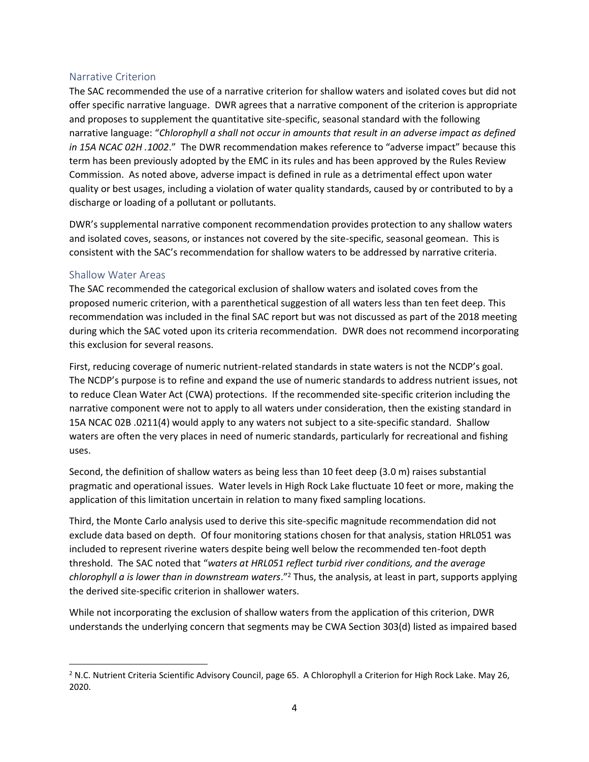## Narrative Criterion

The SAC recommended the use of a narrative criterion for shallow waters and isolated coves but did not offer specific narrative language. DWR agrees that a narrative component of the criterion is appropriate and proposes to supplement the quantitative site-specific, seasonal standard with the following narrative language: "*Chlorophyll a shall not occur in amounts that result in an adverse impact as defined in 15A NCAC 02H .1002*." The DWR recommendation makes reference to "adverse impact" because this term has been previously adopted by the EMC in its rules and has been approved by the Rules Review Commission. As noted above, adverse impact is defined in rule as a detrimental effect upon water quality or best usages, including a violation of water quality standards, caused by or contributed to by a discharge or loading of a pollutant or pollutants.

DWR's supplemental narrative component recommendation provides protection to any shallow waters and isolated coves, seasons, or instances not covered by the site-specific, seasonal geomean. This is consistent with the SAC's recommendation for shallow waters to be addressed by narrative criteria.

## Shallow Water Areas

The SAC recommended the categorical exclusion of shallow waters and isolated coves from the proposed numeric criterion, with a parenthetical suggestion of all waters less than ten feet deep. This recommendation was included in the final SAC report but was not discussed as part of the 2018 meeting during which the SAC voted upon its criteria recommendation. DWR does not recommend incorporating this exclusion for several reasons.

First, reducing coverage of numeric nutrient-related standards in state waters is not the NCDP's goal. The NCDP's purpose is to refine and expand the use of numeric standards to address nutrient issues, not to reduce Clean Water Act (CWA) protections. If the recommended site-specific criterion including the narrative component were not to apply to all waters under consideration, then the existing standard in 15A NCAC 02B .0211(4) would apply to any waters not subject to a site-specific standard. Shallow waters are often the very places in need of numeric standards, particularly for recreational and fishing uses.

Second, the definition of shallow waters as being less than 10 feet deep (3.0 m) raises substantial pragmatic and operational issues. Water levels in High Rock Lake fluctuate 10 feet or more, making the application of this limitation uncertain in relation to many fixed sampling locations.

Third, the Monte Carlo analysis used to derive this site-specific magnitude recommendation did not exclude data based on depth. Of four monitoring stations chosen for that analysis, station HRL051 was included to represent riverine waters despite being well below the recommended ten-foot depth threshold. The SAC noted that "*waters at HRL051 reflect turbid river conditions, and the average chlorophyll a is lower than in downstream waters*."[2] Thus, the analysis, at least in part, supports applying the derived site-specific criterion in shallower waters.

While not incorporating the exclusion of shallow waters from the application of this criterion, DWR understands the underlying concern that segments may be CWA Section 303(d) listed as impaired based

---

[2] N.C. Nutrient Criteria Scientific Advisory Council, page 65. A Chlorophyll a Criterion for High Rock Lake. May 26, 2020.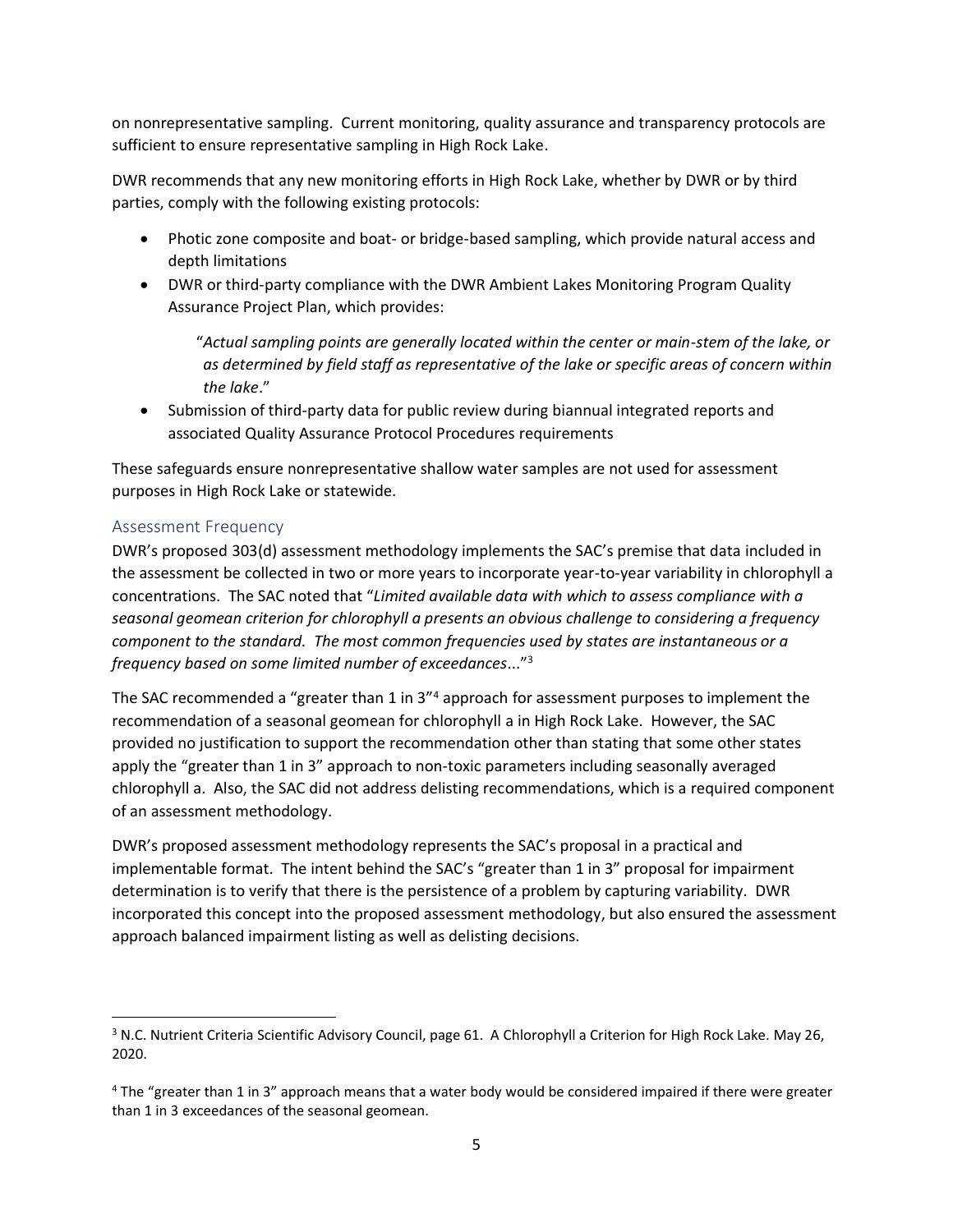on nonrepresentative sampling. Current monitoring, quality assurance and transparency protocols are sufficient to ensure representative sampling in High Rock Lake.

DWR recommends that any new monitoring efforts in High Rock Lake, whether by DWR or by third parties, comply with the following existing protocols:

- Photic zone composite and boat- or bridge-based sampling, which provide natural access and depth limitations
- DWR or third-party compliance with the DWR Ambient Lakes Monitoring Program Quality Assurance Project Plan, which provides:

  "*Actual sampling points are generally located within the center or main-stem of the lake, or as determined by field staff as representative of the lake or specific areas of concern within the lake*."

- Submission of third-party data for public review during biannual integrated reports and associated Quality Assurance Protocol Procedures requirements

These safeguards ensure nonrepresentative shallow water samples are not used for assessment purposes in High Rock Lake or statewide.

## Assessment Frequency

DWR's proposed 303(d) assessment methodology implements the SAC's premise that data included in the assessment be collected in two or more years to incorporate year-to-year variability in chlorophyll a concentrations. The SAC noted that "*Limited available data with which to assess compliance with a seasonal geomean criterion for chlorophyll a presents an obvious challenge to considering a frequency component to the standard. The most common frequencies used by states are instantaneous or a frequency based on some limited number of exceedances*..."[3]

The SAC recommended a "greater than 1 in 3"[4] approach for assessment purposes to implement the recommendation of a seasonal geomean for chlorophyll a in High Rock Lake. However, the SAC provided no justification to support the recommendation other than stating that some other states apply the "greater than 1 in 3" approach to non-toxic parameters including seasonally averaged chlorophyll a. Also, the SAC did not address delisting recommendations, which is a required component of an assessment methodology.

DWR's proposed assessment methodology represents the SAC's proposal in a practical and implementable format. The intent behind the SAC's "greater than 1 in 3" proposal for impairment determination is to verify that there is the persistence of a problem by capturing variability. DWR incorporated this concept into the proposed assessment methodology, but also ensured the assessment approach balanced impairment listing as well as delisting decisions.

---

[3] N.C. Nutrient Criteria Scientific Advisory Council, page 61. A Chlorophyll a Criterion for High Rock Lake. May 26, 2020.

[4] The "greater than 1 in 3" approach means that a water body would be considered impaired if there were greater than 1 in 3 exceedances of the seasonal geomean.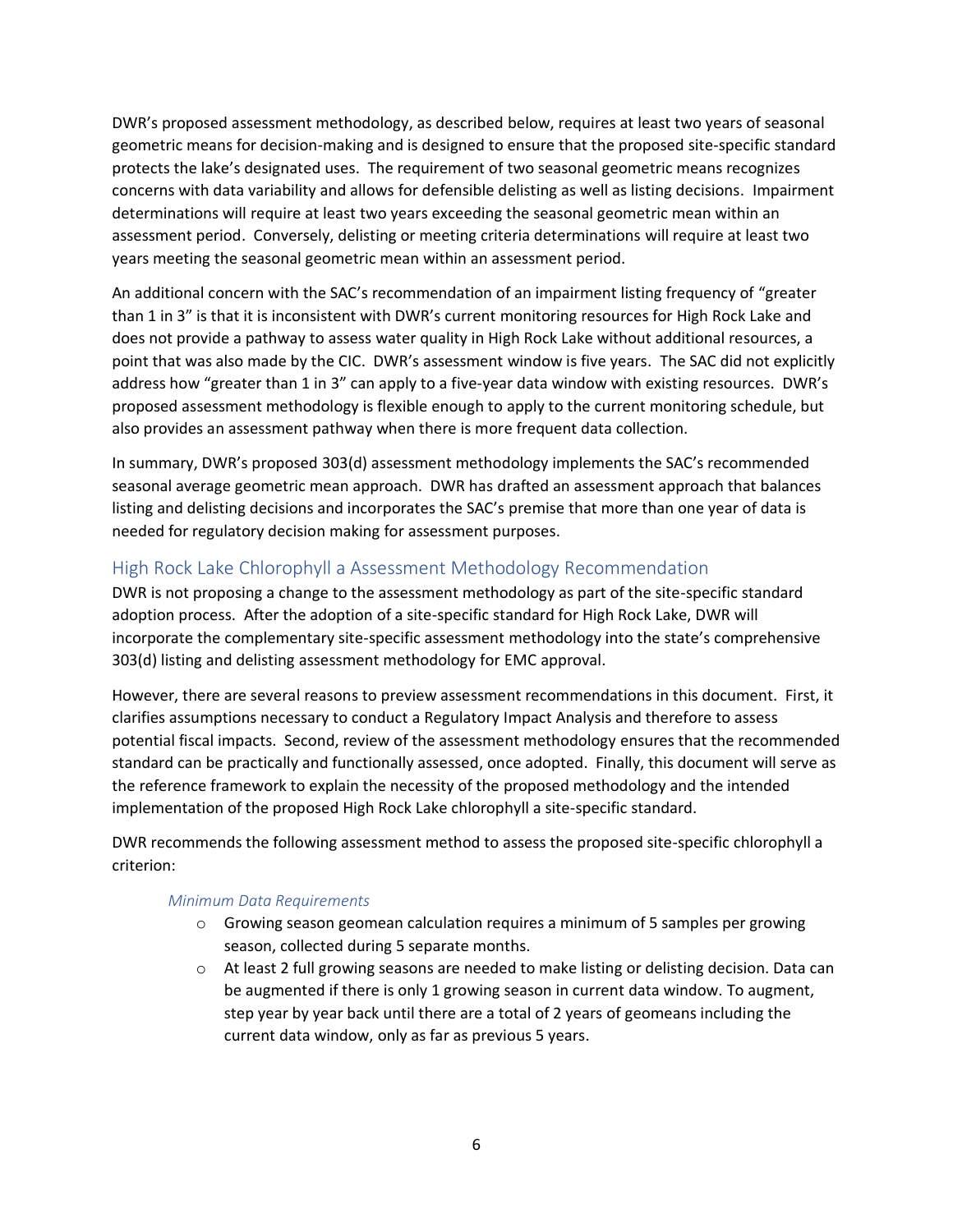DWR's proposed assessment methodology, as described below, requires at least two years of seasonal geometric means for decision-making and is designed to ensure that the proposed site-specific standard protects the lake's designated uses. The requirement of two seasonal geometric means recognizes concerns with data variability and allows for defensible delisting as well as listing decisions. Impairment determinations will require at least two years exceeding the seasonal geometric mean within an assessment period. Conversely, delisting or meeting criteria determinations will require at least two years meeting the seasonal geometric mean within an assessment period.

An additional concern with the SAC's recommendation of an impairment listing frequency of "greater than 1 in 3" is that it is inconsistent with DWR's current monitoring resources for High Rock Lake and does not provide a pathway to assess water quality in High Rock Lake without additional resources, a point that was also made by the CIC. DWR's assessment window is five years. The SAC did not explicitly address how "greater than 1 in 3" can apply to a five-year data window with existing resources. DWR's proposed assessment methodology is flexible enough to apply to the current monitoring schedule, but also provides an assessment pathway when there is more frequent data collection.

In summary, DWR's proposed 303(d) assessment methodology implements the SAC's recommended seasonal average geometric mean approach. DWR has drafted an assessment approach that balances listing and delisting decisions and incorporates the SAC's premise that more than one year of data is needed for regulatory decision making for assessment purposes.

## High Rock Lake Chlorophyll a Assessment Methodology Recommendation

DWR is not proposing a change to the assessment methodology as part of the site-specific standard adoption process. After the adoption of a site-specific standard for High Rock Lake, DWR will incorporate the complementary site-specific assessment methodology into the state's comprehensive 303(d) listing and delisting assessment methodology for EMC approval.

However, there are several reasons to preview assessment recommendations in this document. First, it clarifies assumptions necessary to conduct a Regulatory Impact Analysis and therefore to assess potential fiscal impacts. Second, review of the assessment methodology ensures that the recommended standard can be practically and functionally assessed, once adopted. Finally, this document will serve as the reference framework to explain the necessity of the proposed methodology and the intended implementation of the proposed High Rock Lake chlorophyll a site-specific standard.

DWR recommends the following assessment method to assess the proposed site-specific chlorophyll a criterion:

### *Minimum Data Requirements*

- Growing season geomean calculation requires a minimum of 5 samples per growing season, collected during 5 separate months.
- At least 2 full growing seasons are needed to make listing or delisting decision. Data can be augmented if there is only 1 growing season in current data window. To augment, step year by year back until there are a total of 2 years of geomeans including the current data window, only as far as previous 5 years.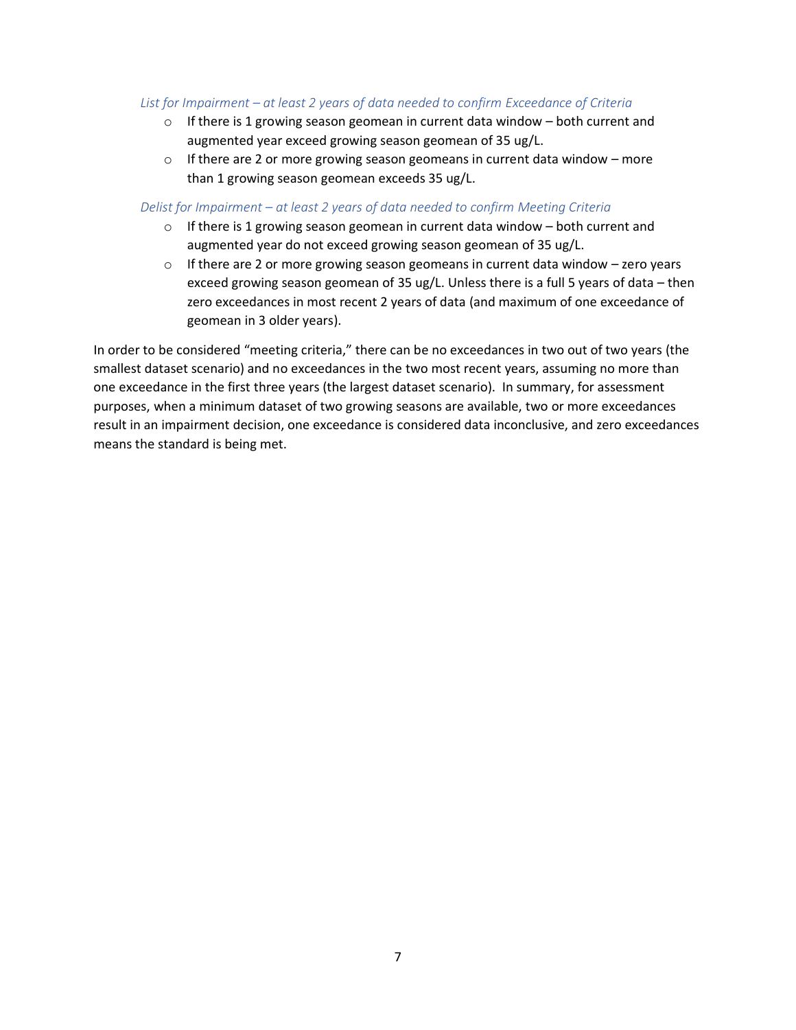*List for Impairment – at least 2 years of data needed to confirm Exceedance of Criteria*

- If there is 1 growing season geomean in current data window – both current and augmented year exceed growing season geomean of 35 ug/L.
- If there are 2 or more growing season geomeans in current data window – more than 1 growing season geomean exceeds 35 ug/L.

*Delist for Impairment – at least 2 years of data needed to confirm Meeting Criteria*

- If there is 1 growing season geomean in current data window – both current and augmented year do not exceed growing season geomean of 35 ug/L.
- If there are 2 or more growing season geomeans in current data window – zero years exceed growing season geomean of 35 ug/L. Unless there is a full 5 years of data – then zero exceedances in most recent 2 years of data (and maximum of one exceedance of geomean in 3 older years).

In order to be considered "meeting criteria," there can be no exceedances in two out of two years (the smallest dataset scenario) and no exceedances in the two most recent years, assuming no more than one exceedance in the first three years (the largest dataset scenario). In summary, for assessment purposes, when a minimum dataset of two growing seasons are available, two or more exceedances result in an impairment decision, one exceedance is considered data inconclusive, and zero exceedances means the standard is being met.